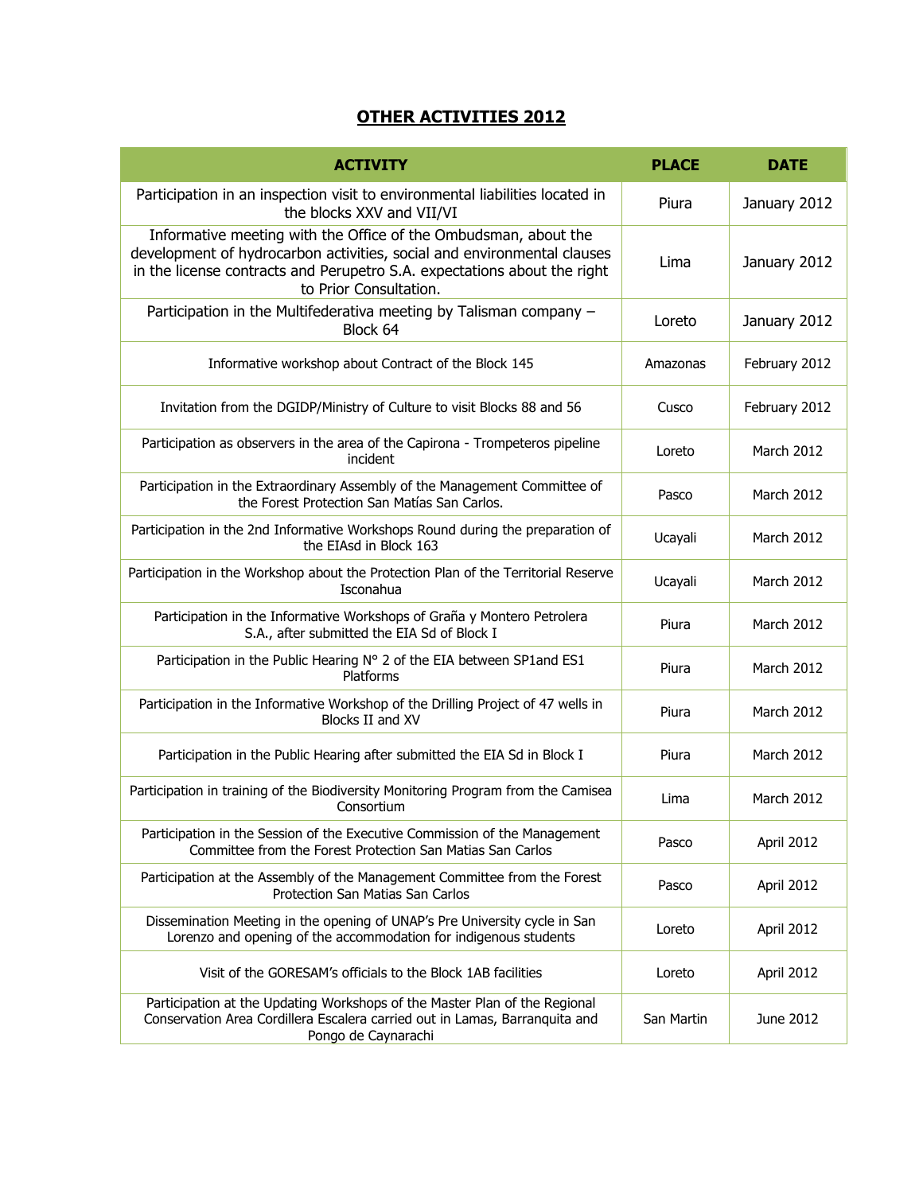# OTHER ACTIVITIES 2012

| ACTIVITY | PLACE | DATE |
|---|---|---|
| Participation in an inspection visit to environmental liabilities located in the blocks XXV and VII/VI | Piura | January 2012 |
| Informative meeting with the Office of the Ombudsman, about the development of hydrocarbon activities, social and environmental clauses in the license contracts and Perupetro S.A. expectations about the right to Prior Consultation. | Lima | January 2012 |
| Participation in the Multifederativa meeting by Talisman company – Block 64 | Loreto | January 2012 |
| Informative workshop about Contract of the Block 145 | Amazonas | February 2012 |
| Invitation from the DGIDP/Ministry of Culture to visit Blocks 88 and 56 | Cusco | February 2012 |
| Participation as observers in the area of the Capirona - Trompeteros pipeline incident | Loreto | March 2012 |
| Participation in the Extraordinary Assembly of the Management Committee of the Forest Protection San Matías San Carlos. | Pasco | March 2012 |
| Participation in the 2nd Informative Workshops Round during the preparation of the EIAsd in Block 163 | Ucayali | March 2012 |
| Participation in the Workshop about the Protection Plan of the Territorial Reserve Isconahua | Ucayali | March 2012 |
| Participation in the Informative Workshops of Graña y Montero Petrolera S.A., after submitted the EIA Sd of Block I | Piura | March 2012 |
| Participation in the Public Hearing N° 2 of the EIA between SP1and ES1 Platforms | Piura | March 2012 |
| Participation in the Informative Workshop of the Drilling Project of 47 wells in Blocks II and XV | Piura | March 2012 |
| Participation in the Public Hearing after submitted the EIA Sd in Block I | Piura | March 2012 |
| Participation in training of the Biodiversity Monitoring Program from the Camisea Consortium | Lima | March 2012 |
| Participation in the Session of the Executive Commission of the Management Committee from the Forest Protection San Matias San Carlos | Pasco | April 2012 |
| Participation at the Assembly of the Management Committee from the Forest Protection San Matias San Carlos | Pasco | April 2012 |
| Dissemination Meeting in the opening of UNAP's Pre University cycle in San Lorenzo and opening of the accommodation for indigenous students | Loreto | April 2012 |
| Visit of the GORESAM's officials to the Block 1AB facilities | Loreto | April 2012 |
| Participation at the Updating Workshops of the Master Plan of the Regional Conservation Area Cordillera Escalera carried out in Lamas, Barranquita and Pongo de Caynarachi | San Martin | June 2012 |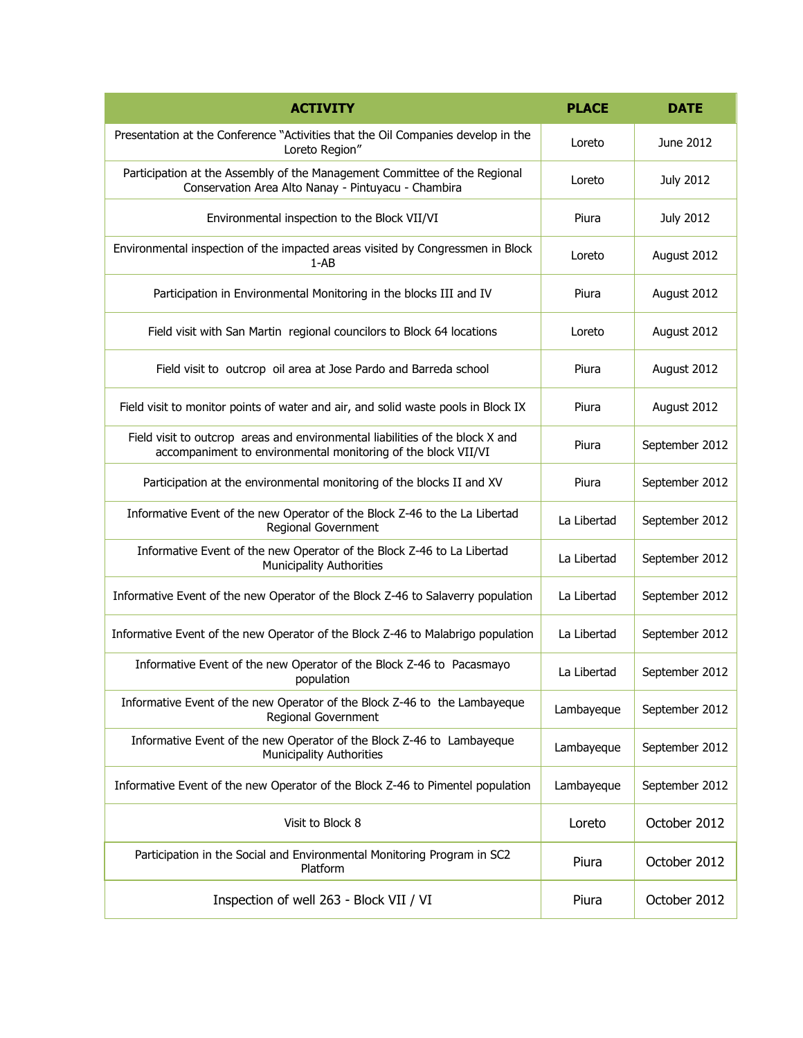| ACTIVITY | PLACE | DATE |
|---|---|---|
| Presentation at the Conference "Activities that the Oil Companies develop in the Loreto Region" | Loreto | June 2012 |
| Participation at the Assembly of the Management Committee of the Regional Conservation Area Alto Nanay - Pintuyacu - Chambira | Loreto | July 2012 |
| Environmental inspection to the Block VII/VI | Piura | July 2012 |
| Environmental inspection of the impacted areas visited by Congressmen in Block 1-AB | Loreto | August 2012 |
| Participation in Environmental Monitoring in the blocks III and IV | Piura | August 2012 |
| Field visit with San Martin regional councilors to Block 64 locations | Loreto | August 2012 |
| Field visit to outcrop oil area at Jose Pardo and Barreda school | Piura | August 2012 |
| Field visit to monitor points of water and air, and solid waste pools in Block IX | Piura | August 2012 |
| Field visit to outcrop areas and environmental liabilities of the block X and accompaniment to environmental monitoring of the block VII/VI | Piura | September 2012 |
| Participation at the environmental monitoring of the blocks II and XV | Piura | September 2012 |
| Informative Event of the new Operator of the Block Z-46 to the La Libertad Regional Government | La Libertad | September 2012 |
| Informative Event of the new Operator of the Block Z-46 to La Libertad Municipality Authorities | La Libertad | September 2012 |
| Informative Event of the new Operator of the Block Z-46 to Salaverry population | La Libertad | September 2012 |
| Informative Event of the new Operator of the Block Z-46 to Malabrigo population | La Libertad | September 2012 |
| Informative Event of the new Operator of the Block Z-46 to Pacasmayo population | La Libertad | September 2012 |
| Informative Event of the new Operator of the Block Z-46 to the Lambayeque Regional Government | Lambayeque | September 2012 |
| Informative Event of the new Operator of the Block Z-46 to Lambayeque Municipality Authorities | Lambayeque | September 2012 |
| Informative Event of the new Operator of the Block Z-46 to Pimentel population | Lambayeque | September 2012 |
| Visit to Block 8 | Loreto | October 2012 |
| Participation in the Social and Environmental Monitoring Program in SC2 Platform | Piura | October 2012 |
| Inspection of well 263 - Block VII / VI | Piura | October 2012 |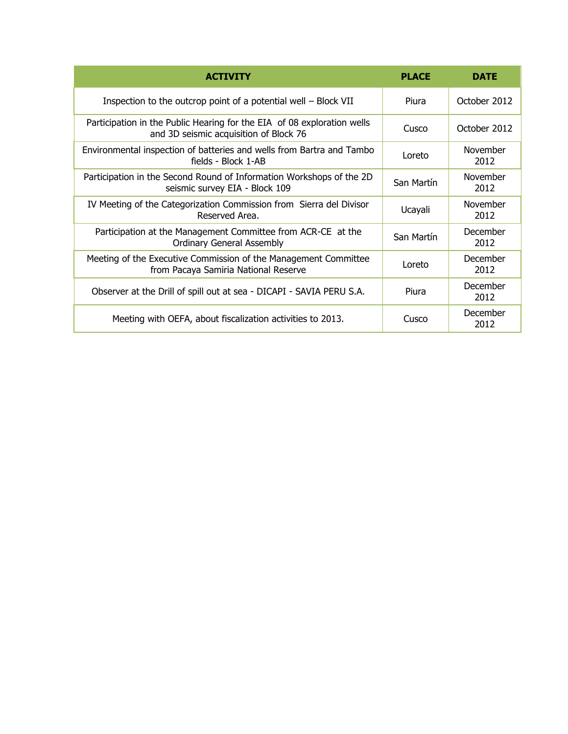| ACTIVITY | PLACE | DATE |
| --- | --- | --- |
| Inspection to the outcrop point of a potential well – Block VII | Piura | October 2012 |
| Participation in the Public Hearing for the EIA of 08 exploration wells and 3D seismic acquisition of Block 76 | Cusco | October 2012 |
| Environmental inspection of batteries and wells from Bartra and Tambo fields - Block 1-AB | Loreto | November 2012 |
| Participation in the Second Round of Information Workshops of the 2D seismic survey EIA - Block 109 | San Martín | November 2012 |
| IV Meeting of the Categorization Commission from Sierra del Divisor Reserved Area. | Ucayali | November 2012 |
| Participation at the Management Committee from ACR-CE at the Ordinary General Assembly | San Martín | December 2012 |
| Meeting of the Executive Commission of the Management Committee from Pacaya Samiria National Reserve | Loreto | December 2012 |
| Observer at the Drill of spill out at sea - DICAPI - SAVIA PERU S.A. | Piura | December 2012 |
| Meeting with OEFA, about fiscalization activities to 2013. | Cusco | December 2012 |